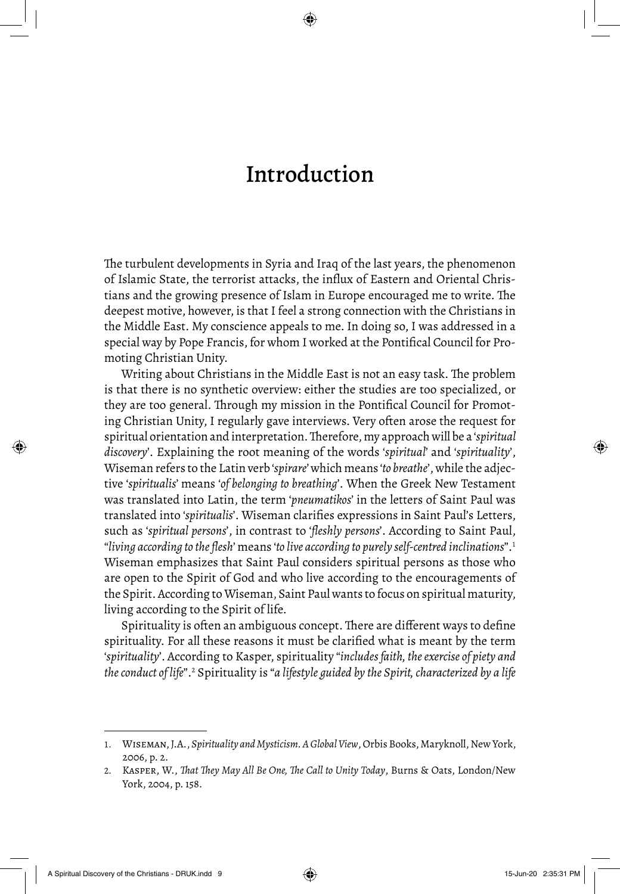# Introduction

The turbulent developments in Syria and Iraq of the last years, the phenomenon of Islamic State, the terrorist attacks, the influx of Eastern and Oriental Christians and the growing presence of Islam in Europe encouraged me to write. The deepest motive, however, is that I feel a strong connection with the Christians in the Middle East. My conscience appeals to me. In doing so, I was addressed in a special way by Pope Francis, for whom I worked at the Pontifical Council for Promoting Christian Unity.

Writing about Christians in the Middle East is not an easy task. The problem is that there is no synthetic overview: either the studies are too specialized, or they are too general. Through my mission in the Pontifical Council for Promoting Christian Unity, I regularly gave interviews. Very often arose the request for spiritual orientation and interpretation. Therefore, my approach will be a '*spiritual discovery*'. Explaining the root meaning of the words '*spiritual*' and '*spirituality*', Wiseman refers to the Latin verb '*spirare*' which means '*to breathe*', while the adjective '*spiritualis*' means '*of belonging to breathing*'. When the Greek New Testament was translated into Latin, the term '*pneumatikos*' in the letters of Saint Paul was translated into '*spiritualis*'. Wiseman clarifies expressions in Saint Paul's Letters, such as '*spiritual persons*', in contrast to '*fleshly persons*'. According to Saint Paul, "*living according to the flesh*' means '*to live according to purely self-centred inclinations*".[1] Wiseman emphasizes that Saint Paul considers spiritual persons as those who are open to the Spirit of God and who live according to the encouragements of the Spirit. According to Wiseman, Saint Paul wants to focus on spiritual maturity, living according to the Spirit of life.

Spirituality is often an ambiguous concept. There are different ways to define spirituality. For all these reasons it must be clarified what is meant by the term '*spirituality*'. According to Kasper, spirituality "*includes faith, the exercise of piety and the conduct of life*".[2] Spirituality is "*a lifestyle guided by the Spirit, characterized by a life*

---

1. Wiseman, J.A., *Spirituality and Mysticism. A Global View*, Orbis Books, Maryknoll, New York, 2006, p. 2.
2. Kasper, W., *That They May All Be One, The Call to Unity Today*, Burns & Oats, London/New York, 2004, p. 158.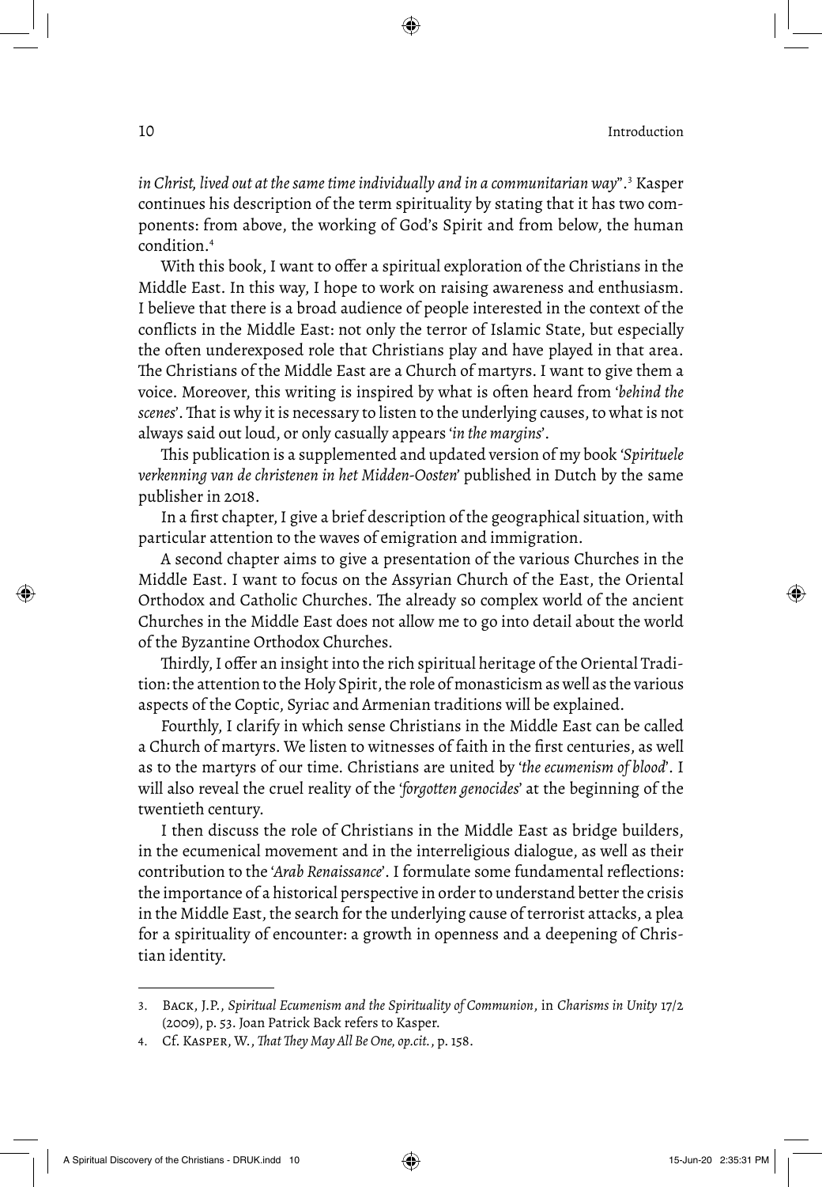*in Christ, lived out at the same time individually and in a communitarian way*".[3] Kasper continues his description of the term spirituality by stating that it has two components: from above, the working of God's Spirit and from below, the human condition.[4]

With this book, I want to offer a spiritual exploration of the Christians in the Middle East. In this way, I hope to work on raising awareness and enthusiasm. I believe that there is a broad audience of people interested in the context of the conflicts in the Middle East: not only the terror of Islamic State, but especially the often underexposed role that Christians play and have played in that area. The Christians of the Middle East are a Church of martyrs. I want to give them a voice. Moreover, this writing is inspired by what is often heard from '*behind the scenes*'. That is why it is necessary to listen to the underlying causes, to what is not always said out loud, or only casually appears '*in the margins*'.

This publication is a supplemented and updated version of my book '*Spirituele verkenning van de christenen in het Midden-Oosten*' published in Dutch by the same publisher in 2018.

In a first chapter, I give a brief description of the geographical situation, with particular attention to the waves of emigration and immigration.

A second chapter aims to give a presentation of the various Churches in the Middle East. I want to focus on the Assyrian Church of the East, the Oriental Orthodox and Catholic Churches. The already so complex world of the ancient Churches in the Middle East does not allow me to go into detail about the world of the Byzantine Orthodox Churches.

Thirdly, I offer an insight into the rich spiritual heritage of the Oriental Tradition: the attention to the Holy Spirit, the role of monasticism as well as the various aspects of the Coptic, Syriac and Armenian traditions will be explained.

Fourthly, I clarify in which sense Christians in the Middle East can be called a Church of martyrs. We listen to witnesses of faith in the first centuries, as well as to the martyrs of our time. Christians are united by '*the ecumenism of blood*'. I will also reveal the cruel reality of the '*forgotten genocides*' at the beginning of the twentieth century.

I then discuss the role of Christians in the Middle East as bridge builders, in the ecumenical movement and in the interreligious dialogue, as well as their contribution to the '*Arab Renaissance*'. I formulate some fundamental reflections: the importance of a historical perspective in order to understand better the crisis in the Middle East, the search for the underlying cause of terrorist attacks, a plea for a spirituality of encounter: a growth in openness and a deepening of Christian identity.

---

3. Back, J.P., *Spiritual Ecumenism and the Spirituality of Communion*, in *Charisms in Unity* 17/2 (2009), p. 53. Joan Patrick Back refers to Kasper.
4. Cf. Kasper, W., *That They May All Be One, op.cit.*, p. 158.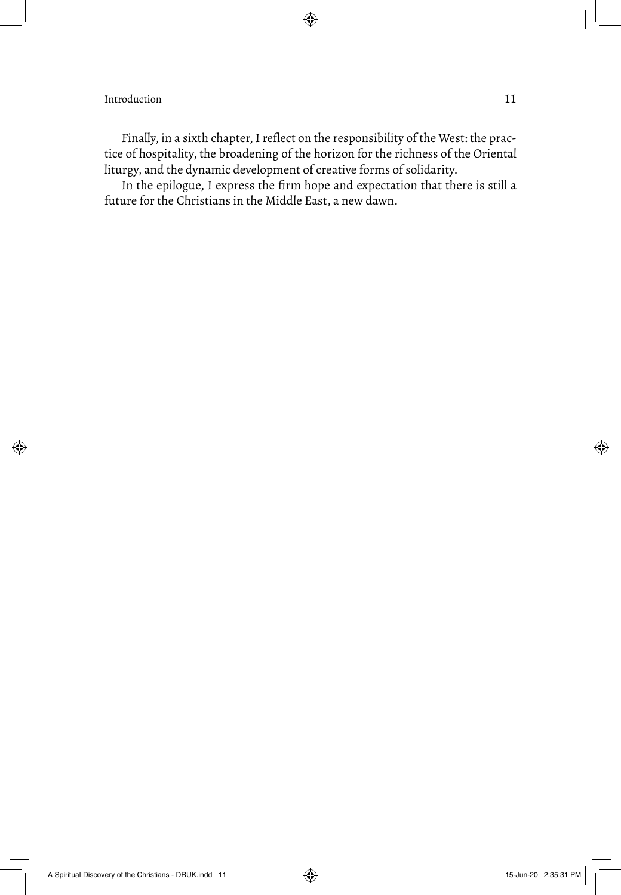Finally, in a sixth chapter, I reflect on the responsibility of the West: the practice of hospitality, the broadening of the horizon for the richness of the Oriental liturgy, and the dynamic development of creative forms of solidarity.

In the epilogue, I express the firm hope and expectation that there is still a future for the Christians in the Middle East, a new dawn.